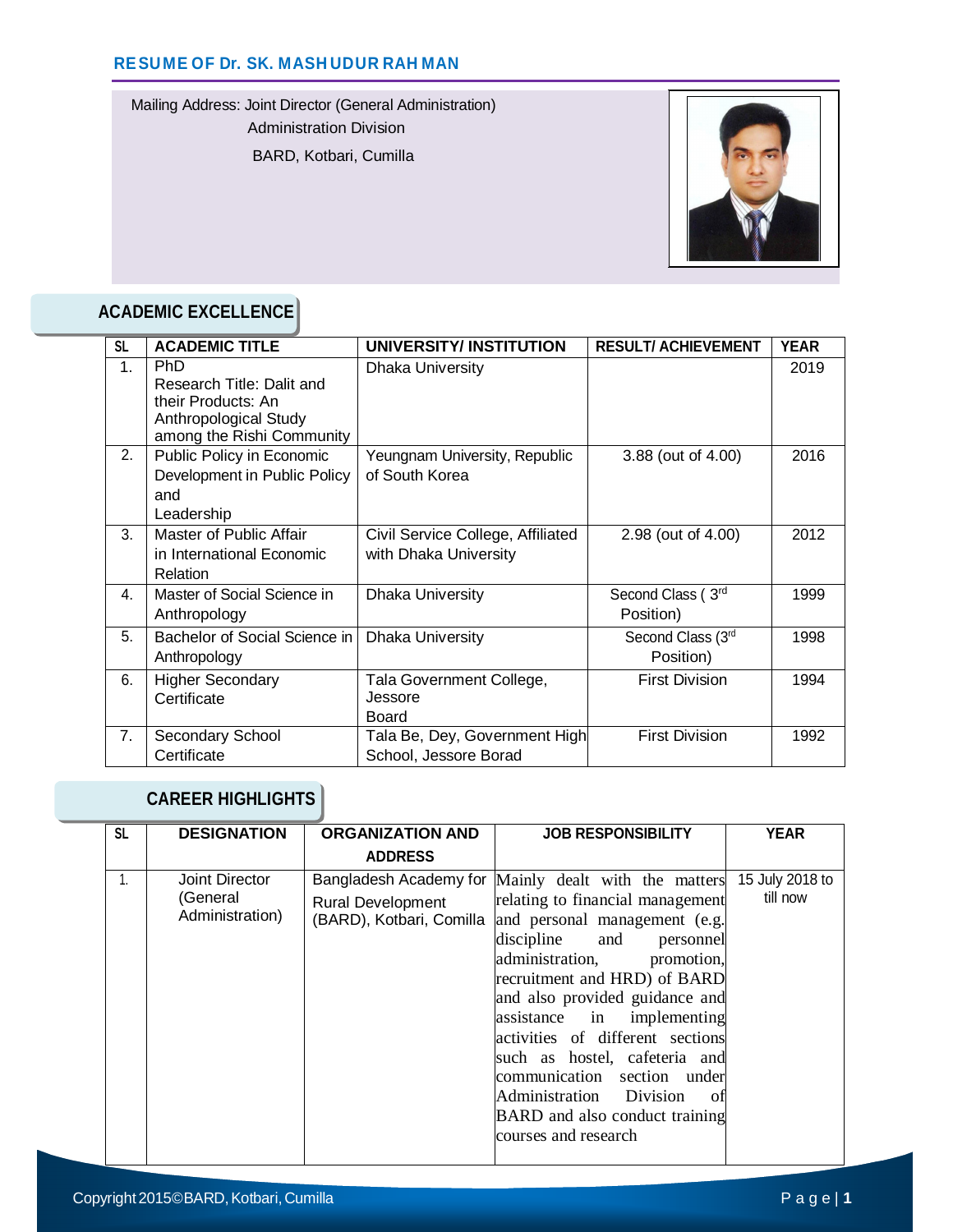# RESUME OF Dr. SK. MASHUDUR RAHMAN

Mailing Address: Joint Director (General Administration)
Administration Division
BARD, Kotbari, Cumilla

## ACADEMIC EXCELLENCE

| SL | ACADEMIC TITLE | UNIVERSITY/ INSTITUTION | RESULT/ ACHIEVEMENT | YEAR |
|---|---|---|---|---|
| 1. | PhD Research Title: Dalit and their Products: An Anthropological Study among the Rishi Community | Dhaka University | | 2019 |
| 2. | Public Policy in Economic Development in Public Policy and Leadership | Yeungnam University, Republic of South Korea | 3.88 (out of 4.00) | 2016 |
| 3. | Master of Public Affair in International Economic Relation | Civil Service College, Affiliated with Dhaka University | 2.98 (out of 4.00) | 2012 |
| 4. | Master of Social Science in Anthropology | Dhaka University | Second Class ( 3rd Position) | 1999 |
| 5. | Bachelor of Social Science in Anthropology | Dhaka University | Second Class (3rd Position) | 1998 |
| 6. | Higher Secondary Certificate | Tala Government College, Jessore Board | First Division | 1994 |
| 7. | Secondary School Certificate | Tala Be, Dey, Government High School, Jessore Borad | First Division | 1992 |

## CAREER HIGHLIGHTS

| SL | DESIGNATION | ORGANIZATION AND ADDRESS | JOB RESPONSIBILITY | YEAR |
|---|---|---|---|---|
| 1. | Joint Director (General Administration) | Bangladesh Academy for Rural Development (BARD), Kotbari, Comilla | Mainly dealt with the matters relating to financial management and personal management (e.g. discipline and personnel administration, promotion, recruitment and HRD) of BARD and also provided guidance and assistance in implementing activities of different sections such as hostel, cafeteria and communication section under Administration Division of BARD and also conduct training courses and research | 15 July 2018 to till now |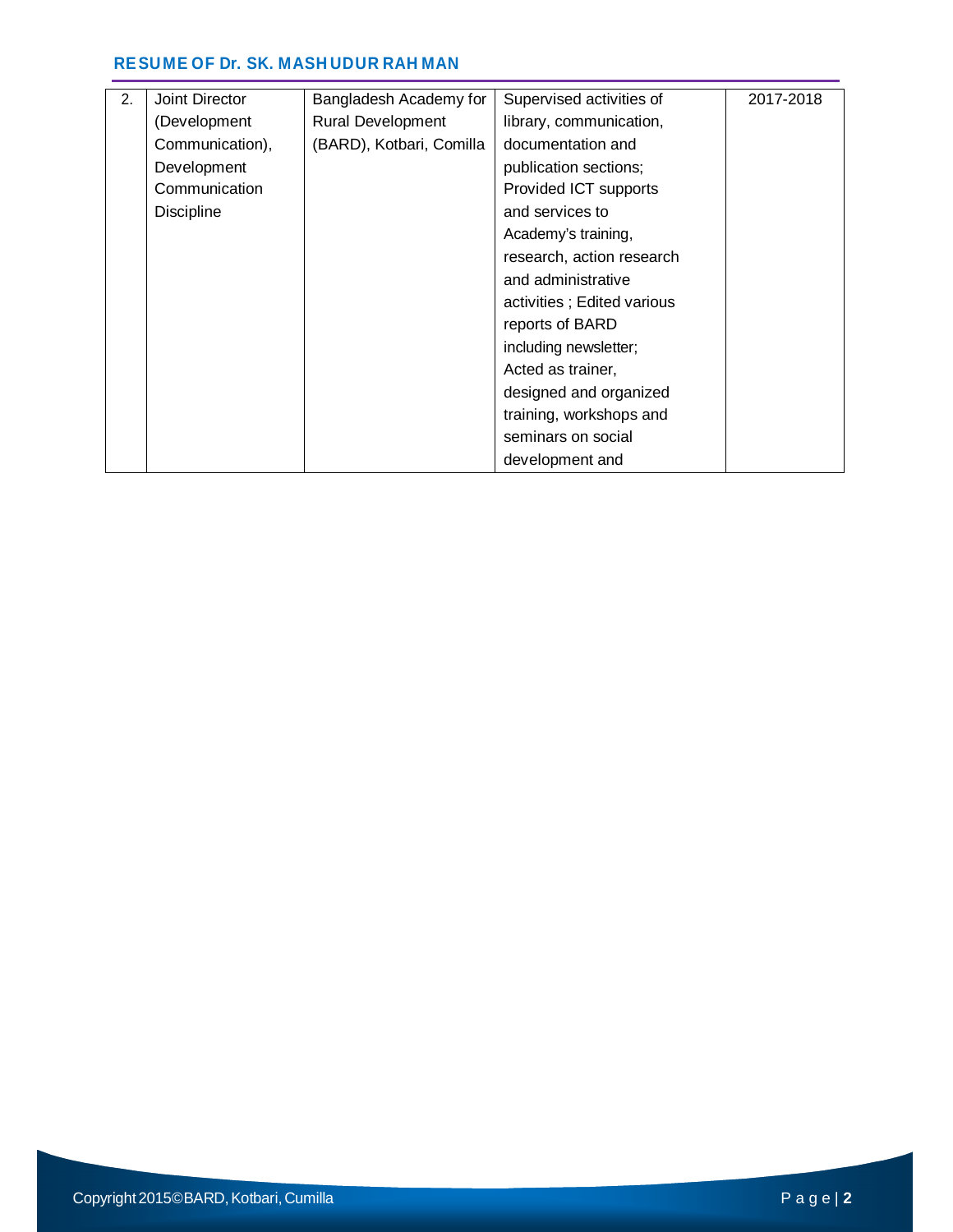| 2. | Joint Director (Development Communication), Development Communication Discipline | Bangladesh Academy for Rural Development (BARD), Kotbari, Comilla | Supervised activities of library, communication, documentation and publication sections; Provided ICT supports and services to Academy's training, research, action research and administrative activities ; Edited various reports of BARD including newsletter; Acted as trainer, designed and organized training, workshops and seminars on social development and | 2017-2018 |
|---|---|---|---|---|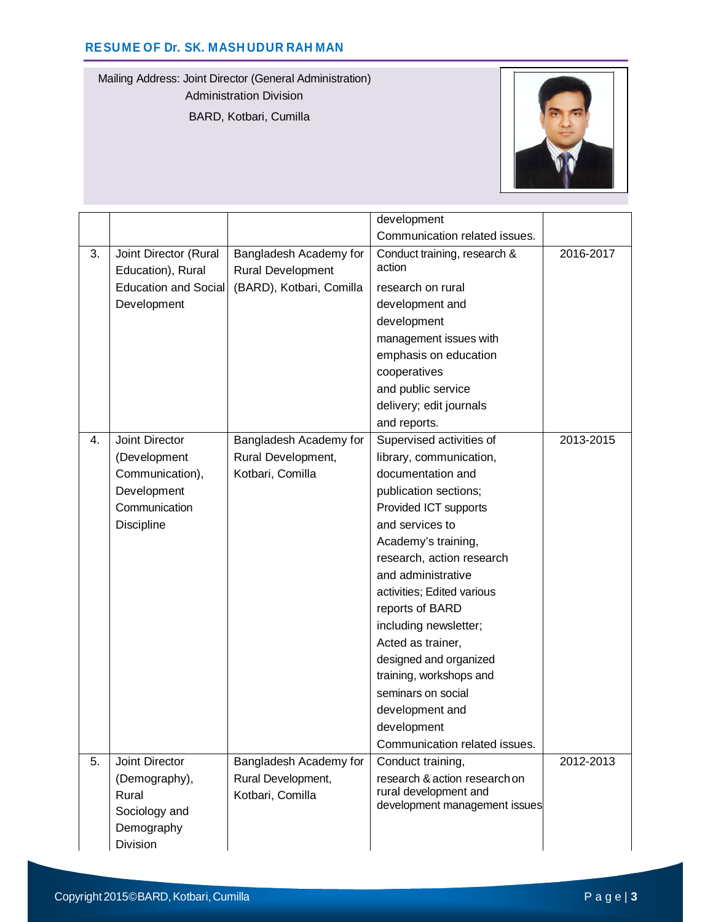Mailing Address: Joint Director (General Administration)
Administration Division
BARD, Kotbari, Cumilla

| | | | | |
|---|---|---|---|---|
| | | | development Communication related issues. | |
| 3. | Joint Director (Rural Education), Rural Education and Social Development | Bangladesh Academy for Rural Development (BARD), Kotbari, Comilla | Conduct training, research & action research on rural development and development management issues with emphasis on education cooperatives and public service delivery; edit journals and reports. | 2016-2017 |
| 4. | Joint Director (Development Communication), Development Communication Discipline | Bangladesh Academy for Rural Development, Kotbari, Comilla | Supervised activities of library, communication, documentation and publication sections; Provided ICT supports and services to Academy's training, research, action research and administrative activities; Edited various reports of BARD including newsletter; Acted as trainer, designed and organized training, workshops and seminars on social development and development Communication related issues. | 2013-2015 |
| 5. | Joint Director (Demography), Rural Sociology and Demography Division | Bangladesh Academy for Rural Development, Kotbari, Comilla | Conduct training, research & action research on rural development and development management issues | 2012-2013 |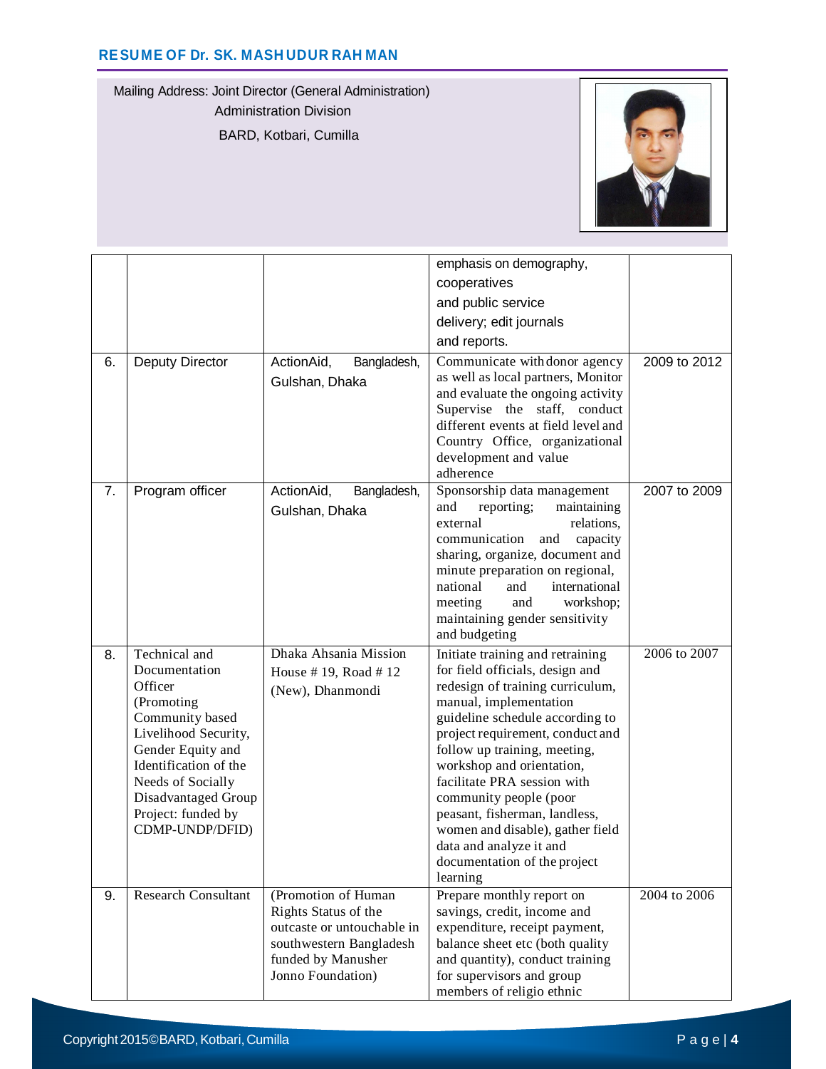Mailing Address: Joint Director (General Administration)
Administration Division
BARD, Kotbari, Cumilla

| | | | | |
|---|---|---|---|---|
| | | | emphasis on demography, cooperatives and public service delivery; edit journals and reports. | |
| 6. | Deputy Director | ActionAid, Bangladesh, Gulshan, Dhaka | Communicate with donor agency as well as local partners, Monitor and evaluate the ongoing activity Supervise the staff, conduct different events at field level and Country Office, organizational development and value adherence | 2009 to 2012 |
| 7. | Program officer | ActionAid, Bangladesh, Gulshan, Dhaka | Sponsorship data management and reporting; maintaining external relations, communication and capacity sharing, organize, document and minute preparation on regional, national and international meeting and workshop; maintaining gender sensitivity and budgeting | 2007 to 2009 |
| 8. | Technical and Documentation Officer (Promoting Community based Livelihood Security, Gender Equity and Identification of the Needs of Socially Disadvantaged Group Project: funded by CDMP-UNDP/DFID) | Dhaka Ahsania Mission House # 19, Road # 12 (New), Dhanmondi | Initiate training and retraining for field officials, design and redesign of training curriculum, manual, implementation guideline schedule according to project requirement, conduct and follow up training, meeting, workshop and orientation, facilitate PRA session with community people (poor peasant, fisherman, landless, women and disable), gather field data and analyze it and documentation of the project learning | 2006 to 2007 |
| 9. | Research Consultant | (Promotion of Human Rights Status of the outcaste or untouchable in southwestern Bangladesh funded by Manusher Jonno Foundation) | Prepare monthly report on savings, credit, income and expenditure, receipt payment, balance sheet etc (both quality and quantity), conduct training for supervisors and group members of religio ethnic | 2004 to 2006 |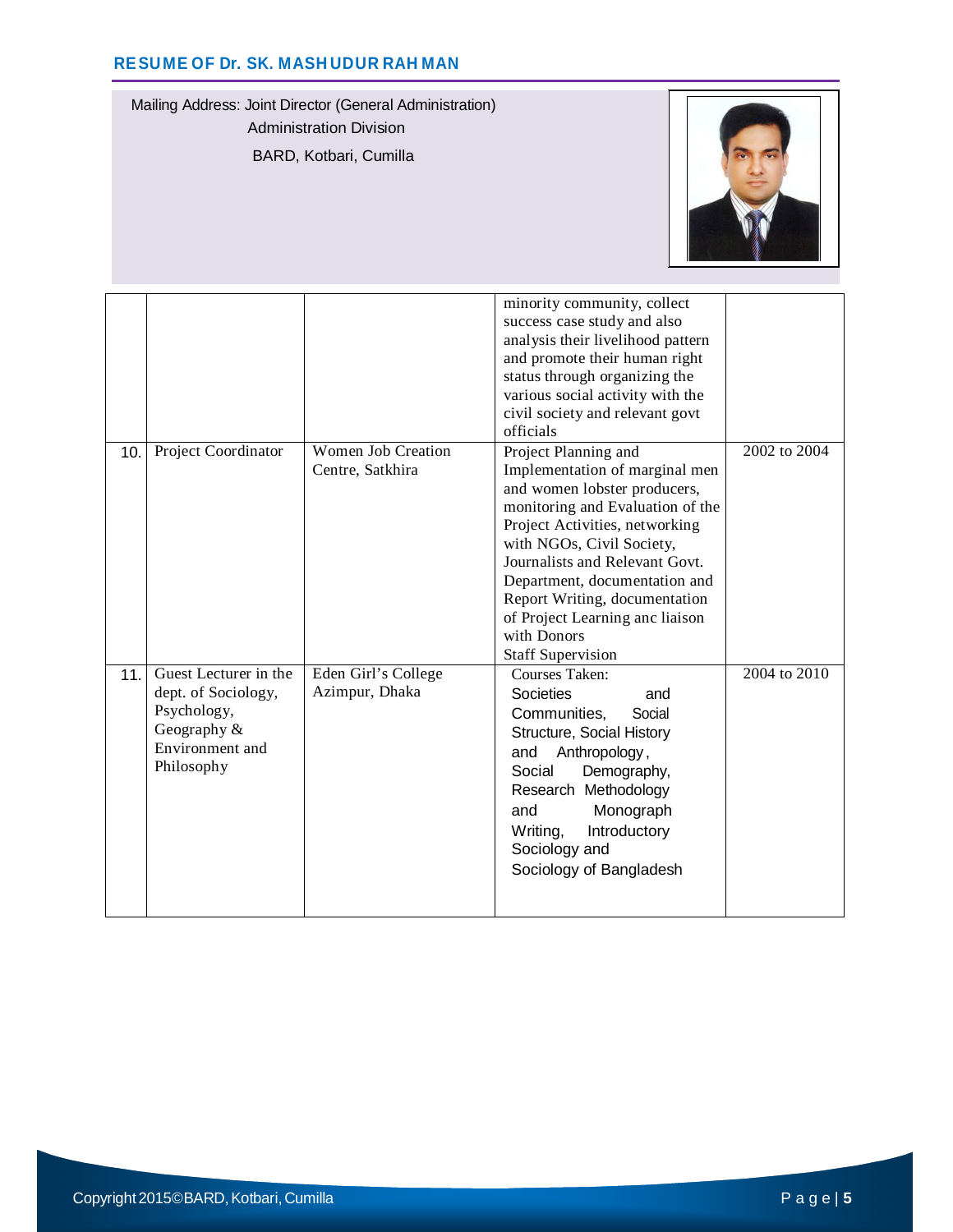Mailing Address: Joint Director (General Administration)
Administration Division
BARD, Kotbari, Cumilla

| | | | | |
|---|---|---|---|---|
| | | | minority community, collect success case study and also analysis their livelihood pattern and promote their human right status through organizing the various social activity with the civil society and relevant govt officials | |
| 10. | Project Coordinator | Women Job Creation Centre, Satkhira | Project Planning and Implementation of marginal men and women lobster producers, monitoring and Evaluation of the Project Activities, networking with NGOs, Civil Society, Journalists and Relevant Govt. Department, documentation and Report Writing, documentation of Project Learning anc liaison with Donors Staff Supervision | 2002 to 2004 |
| 11. | Guest Lecturer in the dept. of Sociology, Psychology, Geography & Environment and Philosophy | Eden Girl's College Azimpur, Dhaka | Courses Taken: Societies and Communities, Social Structure, Social History and Anthropology, Social Demography, Research Methodology and Monograph Writing, Introductory Sociology and Sociology of Bangladesh | 2004 to 2010 |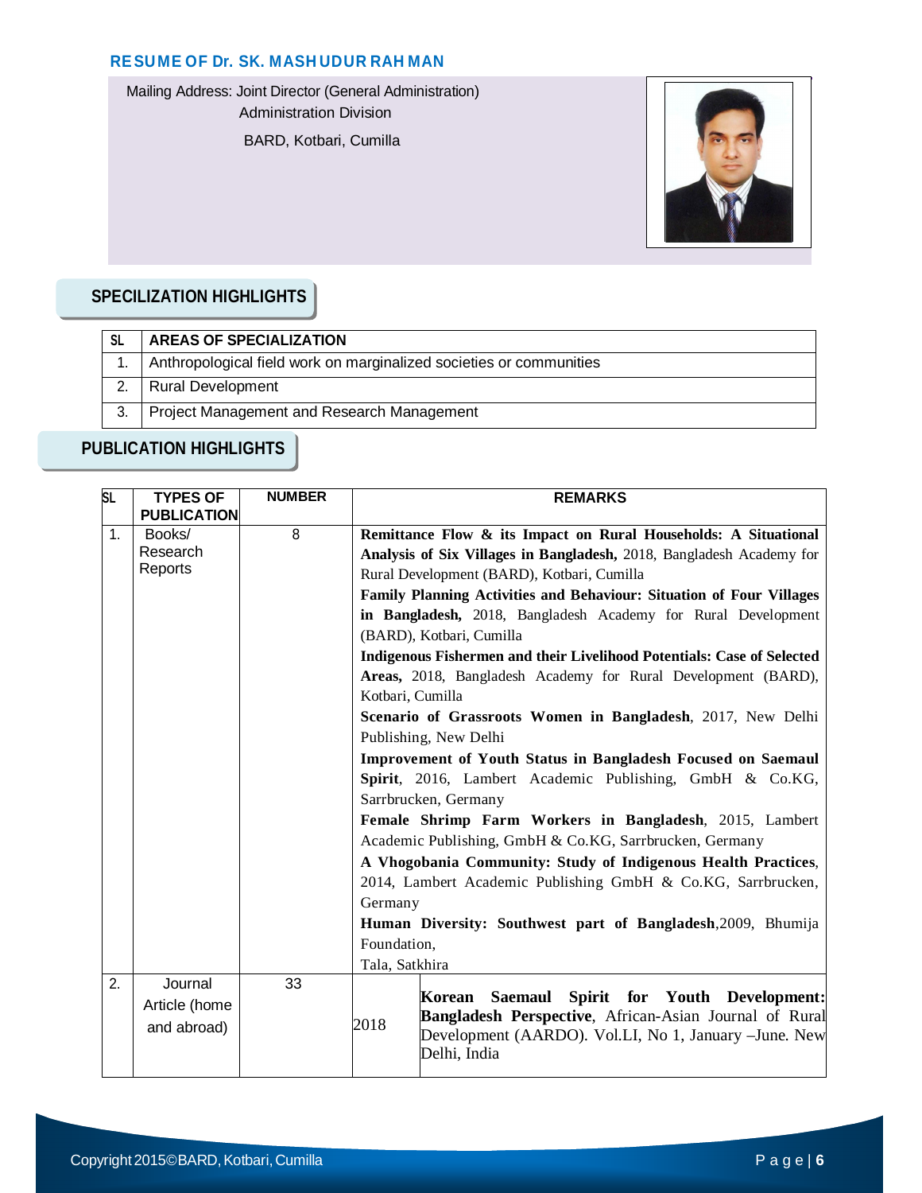## RESUME OF Dr. SK. MASHUDUR RAHMAN

Mailing Address: Joint Director (General Administration)
Administration Division
BARD, Kotbari, Cumilla

## SPECILIZATION HIGHLIGHTS

| SL | AREAS OF SPECIALIZATION |
|---|---|
| 1. | Anthropological field work on marginalized societies or communities |
| 2. | Rural Development |
| 3. | Project Management and Research Management |

## PUBLICATION HIGHLIGHTS

| SL | TYPES OF PUBLICATION | NUMBER | REMARKS |
|---|---|---|---|
| 1. | Books/ Research Reports | 8 | **Remittance Flow & its Impact on Rural Households: A Situational Analysis of Six Villages in Bangladesh,** 2018, Bangladesh Academy for Rural Development (BARD), Kotbari, Cumilla<br>**Family Planning Activities and Behaviour: Situation of Four Villages in Bangladesh,** 2018, Bangladesh Academy for Rural Development (BARD), Kotbari, Cumilla<br>**Indigenous Fishermen and their Livelihood Potentials: Case of Selected Areas,** 2018, Bangladesh Academy for Rural Development (BARD), Kotbari, Cumilla<br>**Scenario of Grassroots Women in Bangladesh**, 2017, New Delhi Publishing, New Delhi<br>**Improvement of Youth Status in Bangladesh Focused on Saemaul Spirit**, 2016, Lambert Academic Publishing, GmbH & Co.KG, Sarrbrucken, Germany<br>**Female Shrimp Farm Workers in Bangladesh**, 2015, Lambert Academic Publishing, GmbH & Co.KG, Sarrbrucken, Germany<br>**A Vhogobania Community: Study of Indigenous Health Practices**, 2014, Lambert Academic Publishing GmbH & Co.KG, Sarrbrucken, Germany<br>**Human Diversity: Southwest part of Bangladesh**,2009, Bhumija Foundation,<br>Tala, Satkhira |
| 2. | Journal Article (home and abroad) | 33 | 2018 — **Korean Saemaul Spirit for Youth Development: Bangladesh Perspective**, African-Asian Journal of Rural Development (AARDO). Vol.LI, No 1, January –June. New Delhi, India |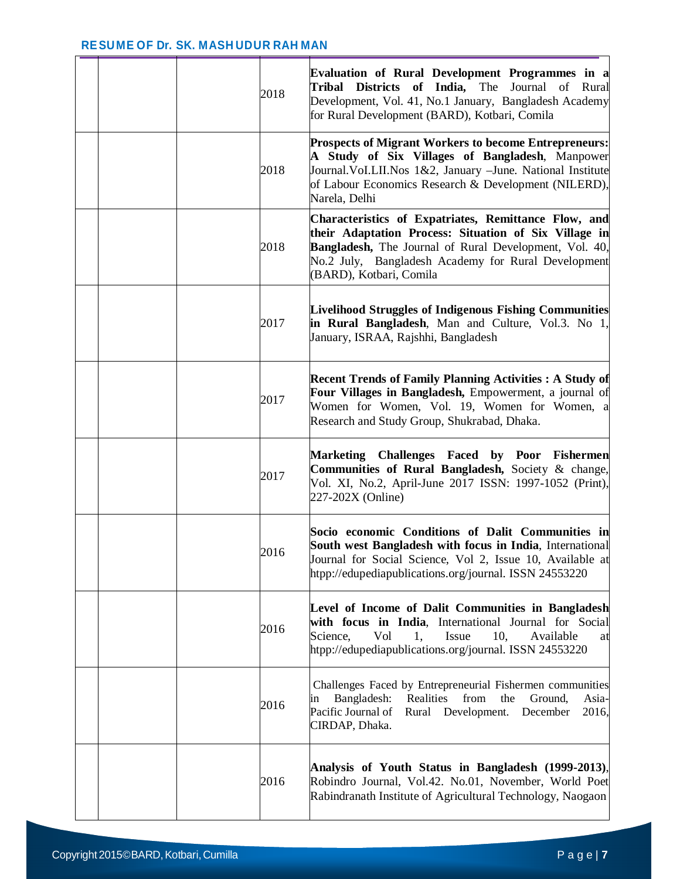| | | | |
|---|---|---|---|
| | | 2018 | **Evaluation of Rural Development Programmes in a Tribal Districts of India,** The Journal of Rural Development, Vol. 41, No.1 January, Bangladesh Academy for Rural Development (BARD), Kotbari, Comila |
| | | 2018 | **Prospects of Migrant Workers to become Entrepreneurs: A Study of Six Villages of Bangladesh**, Manpower Journal.VoI.LII.Nos 1&2, January –June. National Institute of Labour Economics Research & Development (NILERD), Narela, Delhi |
| | | 2018 | **Characteristics of Expatriates, Remittance Flow, and their Adaptation Process: Situation of Six Village in Bangladesh,** The Journal of Rural Development, Vol. 40, No.2 July, Bangladesh Academy for Rural Development (BARD), Kotbari, Comila |
| | | 2017 | **Livelihood Struggles of Indigenous Fishing Communities in Rural Bangladesh**, Man and Culture, Vol.3. No 1, January, ISRAA, Rajshhi, Bangladesh |
| | | 2017 | **Recent Trends of Family Planning Activities : A Study of Four Villages in Bangladesh,** Empowerment, a journal of Women for Women, Vol. 19, Women for Women, a Research and Study Group, Shukrabad, Dhaka. |
| | | 2017 | **Marketing Challenges Faced by Poor Fishermen Communities of Rural Bangladesh,** Society & change, Vol. XI, No.2, April-June 2017 ISSN: 1997-1052 (Print), 227-202X (Online) |
| | | 2016 | **Socio economic Conditions of Dalit Communities in South west Bangladesh with focus in India**, International Journal for Social Science, Vol 2, Issue 10, Available at htpp://edupediapublications.org/journal. ISSN 24553220 |
| | | 2016 | **Level of Income of Dalit Communities in Bangladesh with focus in India**, International Journal for Social Science, Vol 1, Issue 10, Available at htpp://edupediapublications.org/journal. ISSN 24553220 |
| | | 2016 | Challenges Faced by Entrepreneurial Fishermen communities in Bangladesh: Realities from the Ground, Asia-Pacific Journal of Rural Development. December 2016, CIRDAP, Dhaka. |
| | | 2016 | **Analysis of Youth Status in Bangladesh (1999-2013)**, Robindro Journal, Vol.42. No.01, November, World Poet Rabindranath Institute of Agricultural Technology, Naogaon |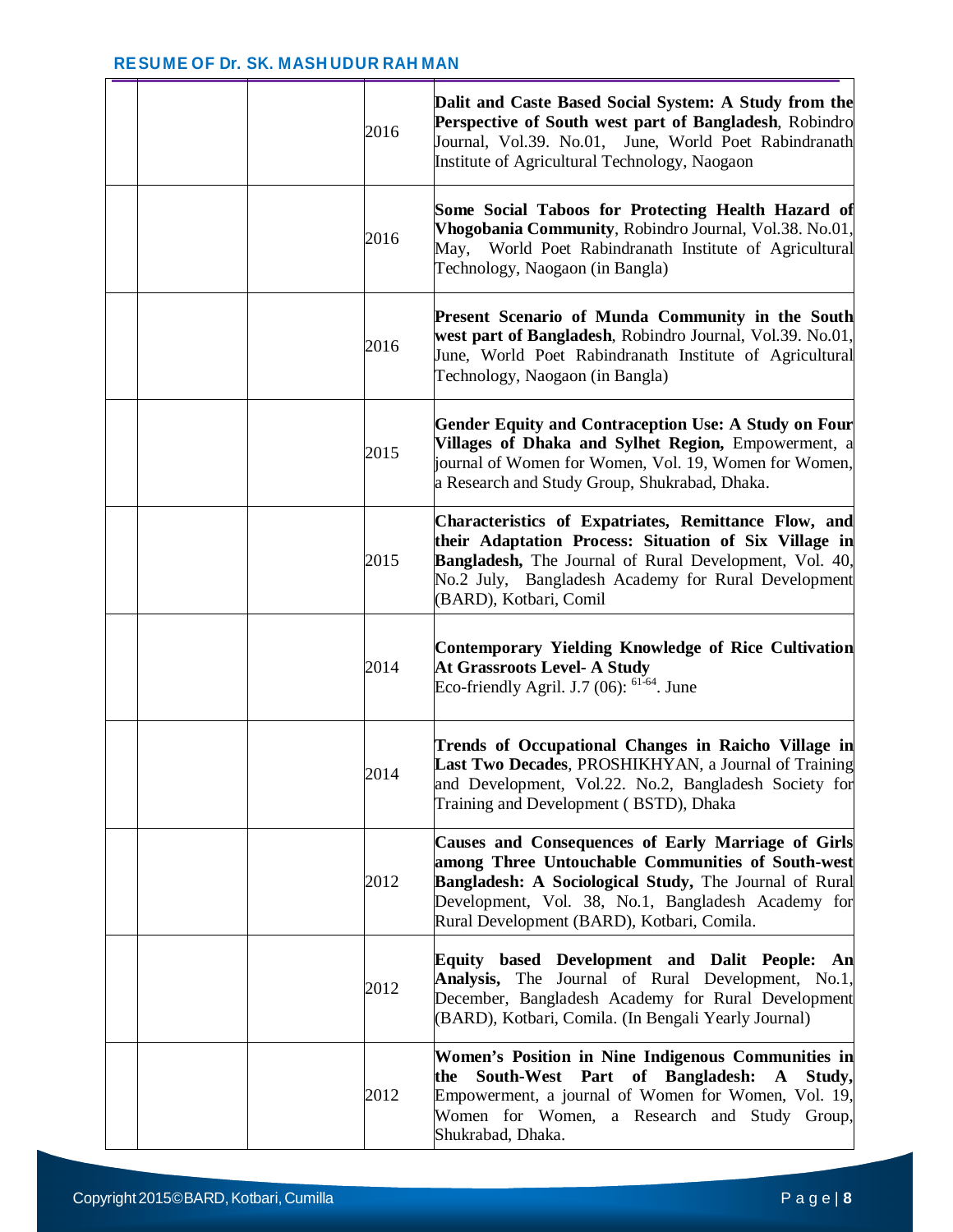|  |  | 2016 | **Dalit and Caste Based Social System: A Study from the Perspective of South west part of Bangladesh**, Robindro Journal, Vol.39. No.01, June, World Poet Rabindranath Institute of Agricultural Technology, Naogaon |
|---|---|---|---|
|  |  | 2016 | **Some Social Taboos for Protecting Health Hazard of Vhogobania Community**, Robindro Journal, Vol.38. No.01, May, World Poet Rabindranath Institute of Agricultural Technology, Naogaon (in Bangla) |
|  |  | 2016 | **Present Scenario of Munda Community in the South west part of Bangladesh**, Robindro Journal, Vol.39. No.01, June, World Poet Rabindranath Institute of Agricultural Technology, Naogaon (in Bangla) |
|  |  | 2015 | **Gender Equity and Contraception Use: A Study on Four Villages of Dhaka and Sylhet Region,** Empowerment, a journal of Women for Women, Vol. 19, Women for Women, a Research and Study Group, Shukrabad, Dhaka. |
|  |  | 2015 | **Characteristics of Expatriates, Remittance Flow, and their Adaptation Process: Situation of Six Village in Bangladesh,** The Journal of Rural Development, Vol. 40, No.2 July, Bangladesh Academy for Rural Development (BARD), Kotbari, Comil |
|  |  | 2014 | **Contemporary Yielding Knowledge of Rice Cultivation At Grassroots Level- A Study** Eco-friendly Agril. J.7 (06): 61-64. June |
|  |  | 2014 | **Trends of Occupational Changes in Raicho Village in Last Two Decades**, PROSHIKHYAN, a Journal of Training and Development, Vol.22. No.2, Bangladesh Society for Training and Development ( BSTD), Dhaka |
|  |  | 2012 | **Causes and Consequences of Early Marriage of Girls among Three Untouchable Communities of South-west Bangladesh: A Sociological Study,** The Journal of Rural Development, Vol. 38, No.1, Bangladesh Academy for Rural Development (BARD), Kotbari, Comila. |
|  |  | 2012 | **Equity based Development and Dalit People: An Analysis,** The Journal of Rural Development, No.1, December, Bangladesh Academy for Rural Development (BARD), Kotbari, Comila. (In Bengali Yearly Journal) |
|  |  | 2012 | **Women's Position in Nine Indigenous Communities in the South-West Part of Bangladesh: A Study,** Empowerment, a journal of Women for Women, Vol. 19, Women for Women, a Research and Study Group, Shukrabad, Dhaka. |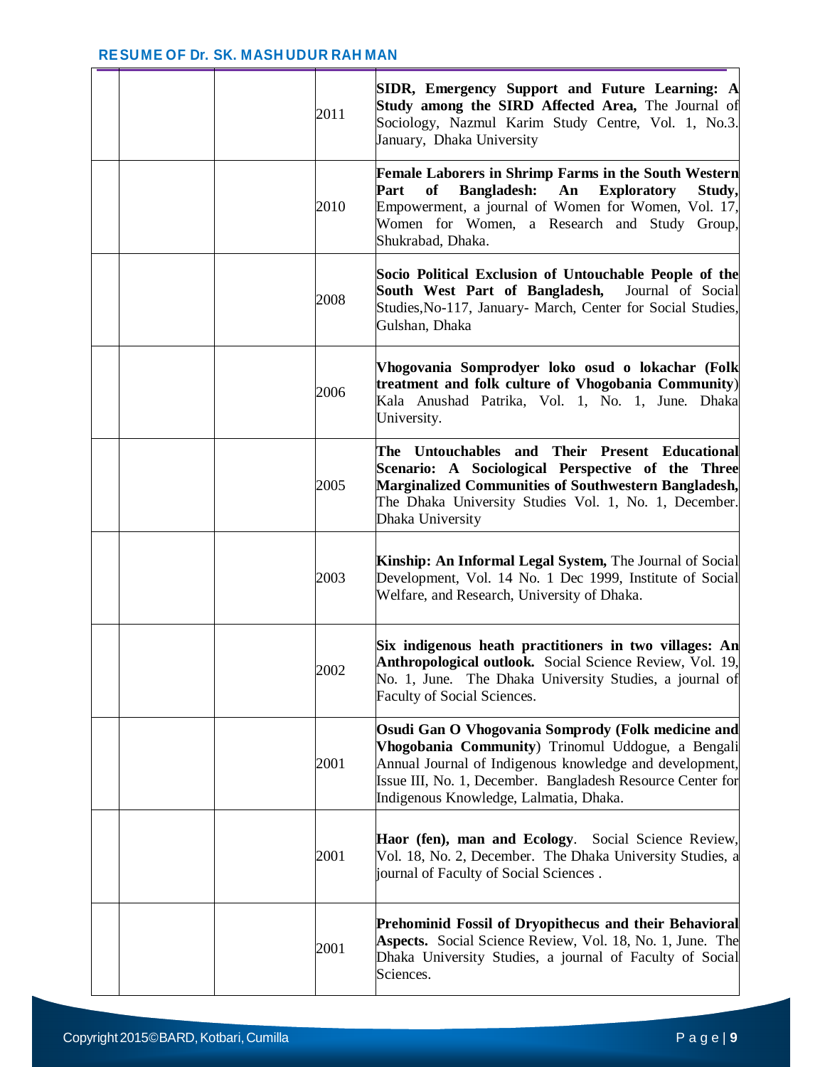|  |  |  |  |  |
|---|---|---|---|---|
|  |  |  | 2011 | **SIDR, Emergency Support and Future Learning: A Study among the SIRD Affected Area,** The Journal of Sociology, Nazmul Karim Study Centre, Vol. 1, No.3. January, Dhaka University |
|  |  |  | 2010 | **Female Laborers in Shrimp Farms in the South Western Part of Bangladesh: An Exploratory Study,** Empowerment, a journal of Women for Women, Vol. 17, Women for Women, a Research and Study Group, Shukrabad, Dhaka. |
|  |  |  | 2008 | **Socio Political Exclusion of Untouchable People of the South West Part of Bangladesh,** Journal of Social Studies,No-117, January- March, Center for Social Studies, Gulshan, Dhaka |
|  |  |  | 2006 | **Vhogovania Somprodyer loko osud o lokachar (Folk treatment and folk culture of Vhogobania Community**) Kala Anushad Patrika, Vol. 1, No. 1, June. Dhaka University. |
|  |  |  | 2005 | **The Untouchables and Their Present Educational Scenario: A Sociological Perspective of the Three Marginalized Communities of Southwestern Bangladesh,** The Dhaka University Studies Vol. 1, No. 1, December. Dhaka University |
|  |  |  | 2003 | **Kinship: An Informal Legal System,** The Journal of Social Development, Vol. 14 No. 1 Dec 1999, Institute of Social Welfare, and Research, University of Dhaka. |
|  |  |  | 2002 | **Six indigenous heath practitioners in two villages: An Anthropological outlook.** Social Science Review, Vol. 19, No. 1, June. The Dhaka University Studies, a journal of Faculty of Social Sciences. |
|  |  |  | 2001 | **Osudi Gan O Vhogovania Somprody (Folk medicine and Vhogobania Community**) Trinomul Uddogue, a Bengali Annual Journal of Indigenous knowledge and development, Issue III, No. 1, December. Bangladesh Resource Center for Indigenous Knowledge, Lalmatia, Dhaka. |
|  |  |  | 2001 | **Haor (fen), man and Ecology**. Social Science Review, Vol. 18, No. 2, December. The Dhaka University Studies, a journal of Faculty of Social Sciences . |
|  |  |  | 2001 | **Prehominid Fossil of Dryopithecus and their Behavioral Aspects.** Social Science Review, Vol. 18, No. 1, June. The Dhaka University Studies, a journal of Faculty of Social Sciences. |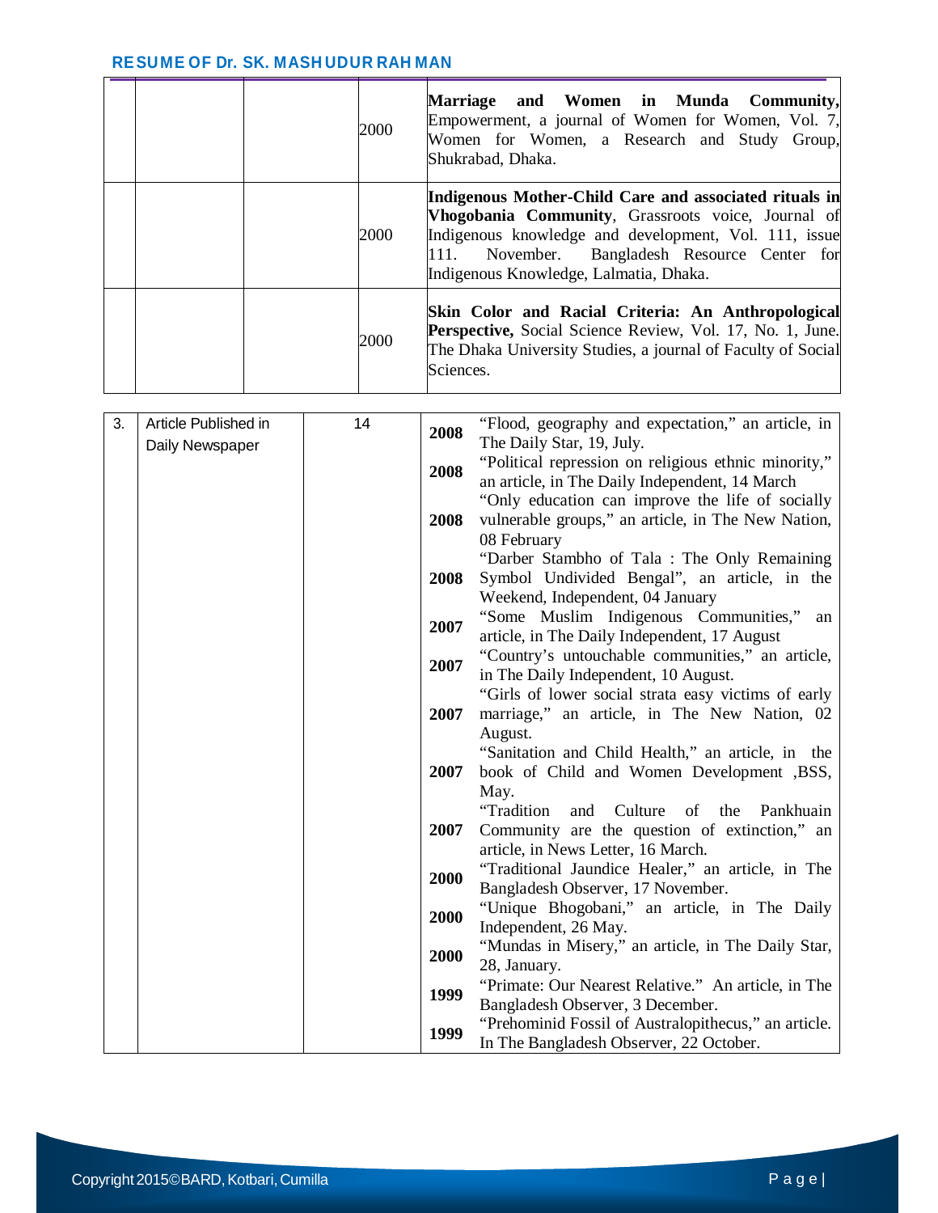| | | | | |
|---|---|---|---|---|
| | | | 2000 | **Marriage and Women in Munda Community,** Empowerment, a journal of Women for Women, Vol. 7, Women for Women, a Research and Study Group, Shukrabad, Dhaka. |
| | | | 2000 | **Indigenous Mother-Child Care and associated rituals in Vhogobania Community**, Grassroots voice, Journal of Indigenous knowledge and development, Vol. 111, issue 111. November. Bangladesh Resource Center for Indigenous Knowledge, Lalmatia, Dhaka. |
| | | | 2000 | **Skin Color and Racial Criteria: An Anthropological Perspective,** Social Science Review, Vol. 17, No. 1, June. The Dhaka University Studies, a journal of Faculty of Social Sciences. |

| | | | | |
|---|---|---|---|---|
| 3. | Article Published in Daily Newspaper | 14 | **2008** | "Flood, geography and expectation," an article, in The Daily Star, 19, July. |
| | | | **2008** | "Political repression on religious ethnic minority," an article, in The Daily Independent, 14 March |
| | | | **2008** | "Only education can improve the life of socially vulnerable groups," an article, in The New Nation, 08 February |
| | | | **2008** | "Darber Stambho of Tala : The Only Remaining Symbol Undivided Bengal", an article, in the Weekend, Independent, 04 January |
| | | | **2007** | "Some Muslim Indigenous Communities," an article, in The Daily Independent, 17 August |
| | | | **2007** | "Country's untouchable communities," an article, in The Daily Independent, 10 August. |
| | | | **2007** | "Girls of lower social strata easy victims of early marriage," an article, in The New Nation, 02 August. |
| | | | **2007** | "Sanitation and Child Health," an article, in the book of Child and Women Development ,BSS, May. |
| | | | **2007** | "Tradition and Culture of the Pankhuain Community are the question of extinction," an article, in News Letter, 16 March. |
| | | | **2000** | "Traditional Jaundice Healer," an article, in The Bangladesh Observer, 17 November. |
| | | | **2000** | "Unique Bhogobani," an article, in The Daily Independent, 26 May. |
| | | | **2000** | "Mundas in Misery," an article, in The Daily Star, 28, January. |
| | | | **1999** | "Primate: Our Nearest Relative." An article, in The Bangladesh Observer, 3 December. |
| | | | **1999** | "Prehominid Fossil of Australopithecus," an article. In The Bangladesh Observer, 22 October. |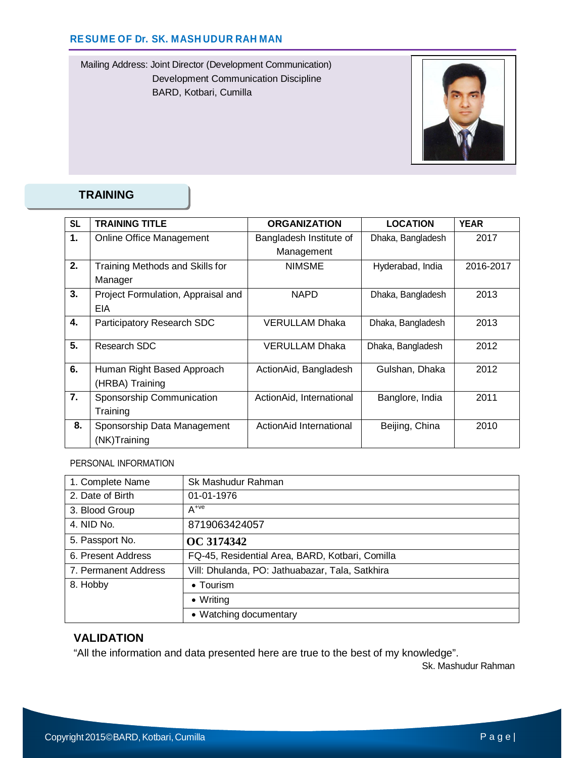RESUME OF Dr. SK. MASHUDUR RAHMAN

Mailing Address: Joint Director (Development Communication)
Development Communication Discipline
BARD, Kotbari, Cumilla

## TRAINING

| SL | TRAINING TITLE | ORGANIZATION | LOCATION | YEAR |
|---|---|---|---|---|
| 1. | Online Office Management | Bangladesh Institute of Management | Dhaka, Bangladesh | 2017 |
| 2. | Training Methods and Skills for Manager | NIMSME | Hyderabad, India | 2016-2017 |
| 3. | Project Formulation, Appraisal and EIA | NAPD | Dhaka, Bangladesh | 2013 |
| 4. | Participatory Research SDC | VERULLAM Dhaka | Dhaka, Bangladesh | 2013 |
| 5. | Research SDC | VERULLAM Dhaka | Dhaka, Bangladesh | 2012 |
| 6. | Human Right Based Approach (HRBA) Training | ActionAid, Bangladesh | Gulshan, Dhaka | 2012 |
| 7. | Sponsorship Communication Training | ActionAid, International | Banglore, India | 2011 |
| 8. | Sponsorship Data Management (NK)Training | ActionAid International | Beijing, China | 2010 |

PERSONAL INFORMATION

| | |
|---|---|
| 1. Complete Name | Sk Mashudur Rahman |
| 2. Date of Birth | 01-01-1976 |
| 3. Blood Group | $A^{+ve}$ |
| 4. NID No. | 8719063424057 |
| 5. Passport No. | **OC 3174342** |
| 6. Present Address | FQ-45, Residential Area, BARD, Kotbari, Comilla |
| 7. Permanent Address | Vill: Dhulanda, PO: Jathuabazar, Tala, Satkhira |
| 8. Hobby | • Tourism |
| | • Writing |
| | • Watching documentary |

## VALIDATION

"All the information and data presented here are true to the best of my knowledge".

Sk. Mashudur Rahman

Copyright 2015©BARD, Kotbari, Cumilla